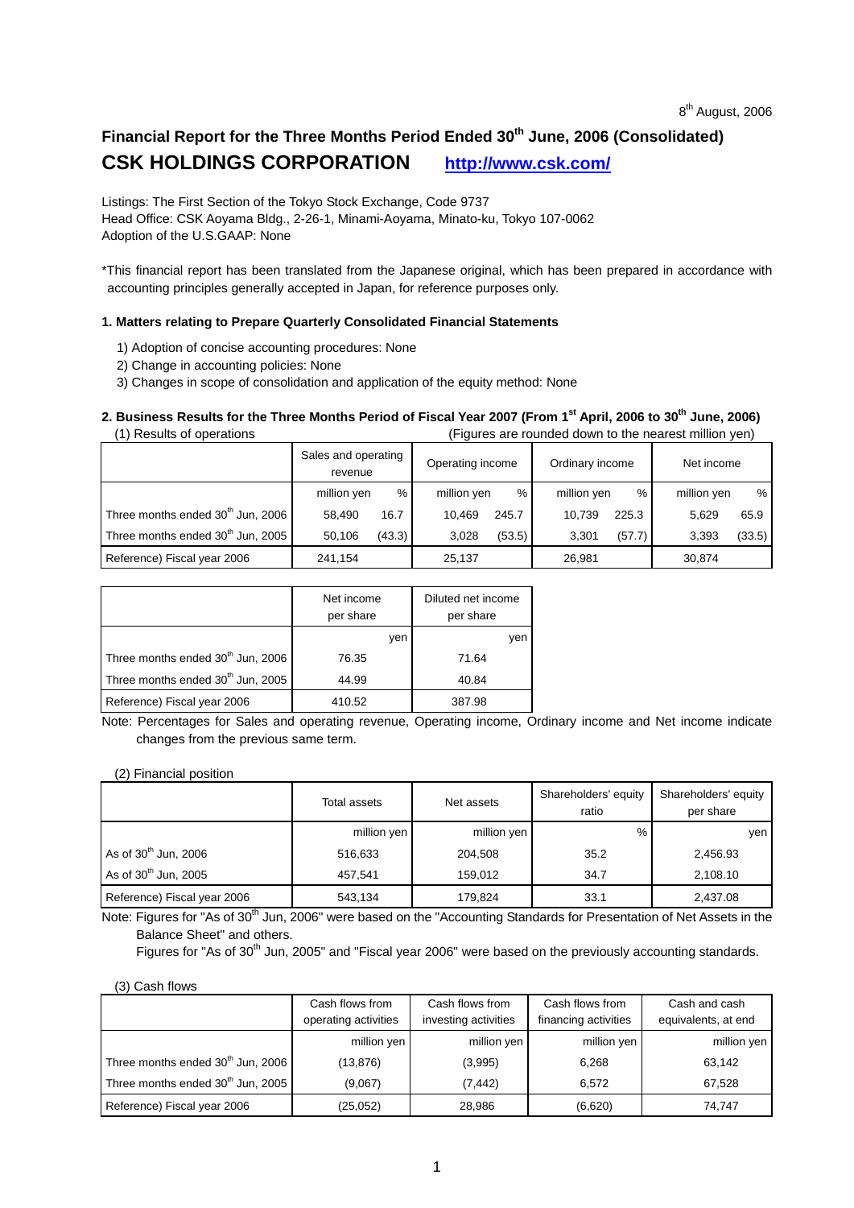8th August, 2006

# Financial Report for the Three Months Period Ended 30th June, 2006 (Consolidated)

## CSK HOLDINGS CORPORATION http://www.csk.com/

Listings: The First Section of the Tokyo Stock Exchange, Code 9737
Head Office: CSK Aoyama Bldg., 2-26-1, Minami-Aoyama, Minato-ku, Tokyo 107-0062
Adoption of the U.S.GAAP: None

*This financial report has been translated from the Japanese original, which has been prepared in accordance with accounting principles generally accepted in Japan, for reference purposes only.

### 1. Matters relating to Prepare Quarterly Consolidated Financial Statements

1) Adoption of concise accounting procedures: None
2) Change in accounting policies: None
3) Changes in scope of consolidation and application of the equity method: None

### 2. Business Results for the Three Months Period of Fiscal Year 2007 (From 1st April, 2006 to 30th June, 2006)

(1) Results of operations (Figures are rounded down to the nearest million yen)

| | Sales and operating revenue | | Operating income | | Ordinary income | | Net income | |
|---|---|---|---|---|---|---|---|---|
| | million yen | % | million yen | % | million yen | % | million yen | % |
| Three months ended 30th Jun, 2006 | 58,490 | 16.7 | 10,469 | 245.7 | 10,739 | 225.3 | 5,629 | 65.9 |
| Three months ended 30th Jun, 2005 | 50,106 | (43.3) | 3,028 | (53.5) | 3,301 | (57.7) | 3,393 | (33.5) |
| Reference) Fiscal year 2006 | 241,154 | | 25,137 | | 26,981 | | 30,874 | |

| | Net income per share | Diluted net income per share |
|---|---|---|
| | yen | yen |
| Three months ended 30th Jun, 2006 | 76.35 | 71.64 |
| Three months ended 30th Jun, 2005 | 44.99 | 40.84 |
| Reference) Fiscal year 2006 | 410.52 | 387.98 |

Note: Percentages for Sales and operating revenue, Operating income, Ordinary income and Net income indicate changes from the previous same term.

(2) Financial position

| | Total assets | Net assets | Shareholders' equity ratio | Shareholders' equity per share |
|---|---|---|---|---|
| | million yen | million yen | % | yen |
| As of 30th Jun, 2006 | 516,633 | 204,508 | 35.2 | 2,456.93 |
| As of 30th Jun, 2005 | 457,541 | 159,012 | 34.7 | 2,108.10 |
| Reference) Fiscal year 2006 | 543,134 | 179,824 | 33.1 | 2,437.08 |

Note: Figures for "As of 30th Jun, 2006" were based on the "Accounting Standards for Presentation of Net Assets in the Balance Sheet" and others.
Figures for "As of 30th Jun, 2005" and "Fiscal year 2006" were based on the previously accounting standards.

(3) Cash flows

| | Cash flows from operating activities | Cash flows from investing activities | Cash flows from financing activities | Cash and cash equivalents, at end |
|---|---|---|---|---|
| | million yen | million yen | million yen | million yen |
| Three months ended 30th Jun, 2006 | (13,876) | (3,995) | 6,268 | 63,142 |
| Three months ended 30th Jun, 2005 | (9,067) | (7,442) | 6,572 | 67,528 |
| Reference) Fiscal year 2006 | (25,052) | 28,986 | (6,620) | 74,747 |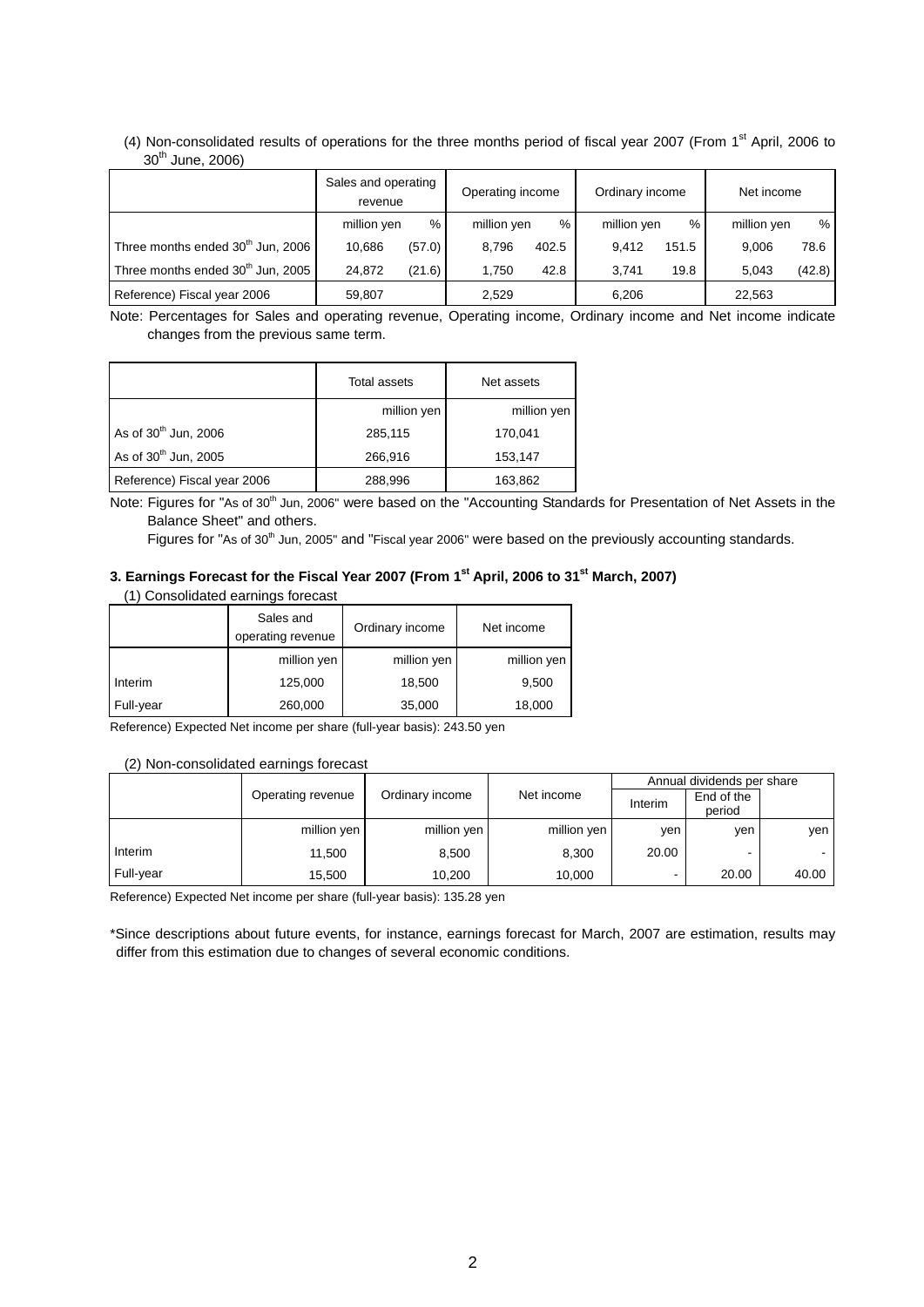(4) Non-consolidated results of operations for the three months period of fiscal year 2007 (From 1st April, 2006 to 30th June, 2006)

| | Sales and operating revenue | | Operating income | | Ordinary income | | Net income | |
|---|---|---|---|---|---|---|---|---|
| | million yen | % | million yen | % | million yen | % | million yen | % |
| Three months ended 30th Jun, 2006 | 10,686 | (57.0) | 8,796 | 402.5 | 9,412 | 151.5 | 9,006 | 78.6 |
| Three months ended 30th Jun, 2005 | 24,872 | (21.6) | 1,750 | 42.8 | 3,741 | 19.8 | 5,043 | (42.8) |
| Reference) Fiscal year 2006 | 59,807 | | 2,529 | | 6,206 | | 22,563 | |

Note: Percentages for Sales and operating revenue, Operating income, Ordinary income and Net income indicate changes from the previous same term.

| | Total assets | Net assets |
|---|---|---|
| | million yen | million yen |
| As of 30th Jun, 2006 | 285,115 | 170,041 |
| As of 30th Jun, 2005 | 266,916 | 153,147 |
| Reference) Fiscal year 2006 | 288,996 | 163,862 |

Note: Figures for "As of 30th Jun, 2006" were based on the "Accounting Standards for Presentation of Net Assets in the Balance Sheet" and others.
Figures for "As of 30th Jun, 2005" and "Fiscal year 2006" were based on the previously accounting standards.

### 3. Earnings Forecast for the Fiscal Year 2007 (From 1st April, 2006 to 31st March, 2007)

(1) Consolidated earnings forecast

| | Sales and operating revenue | Ordinary income | Net income |
|---|---|---|---|
| | million yen | million yen | million yen |
| Interim | 125,000 | 18,500 | 9,500 |
| Full-year | 260,000 | 35,000 | 18,000 |

Reference) Expected Net income per share (full-year basis): 243.50 yen

(2) Non-consolidated earnings forecast

| | Operating revenue | Ordinary income | Net income | Annual dividends per share | | |
|---|---|---|---|---|---|---|
| | | | | Interim | End of the period | |
| | million yen | million yen | million yen | yen | yen | yen |
| Interim | 11,500 | 8,500 | 8,300 | 20.00 | - | - |
| Full-year | 15,500 | 10,200 | 10,000 | - | 20.00 | 40.00 |

Reference) Expected Net income per share (full-year basis): 135.28 yen

*Since descriptions about future events, for instance, earnings forecast for March, 2007 are estimation, results may differ from this estimation due to changes of several economic conditions.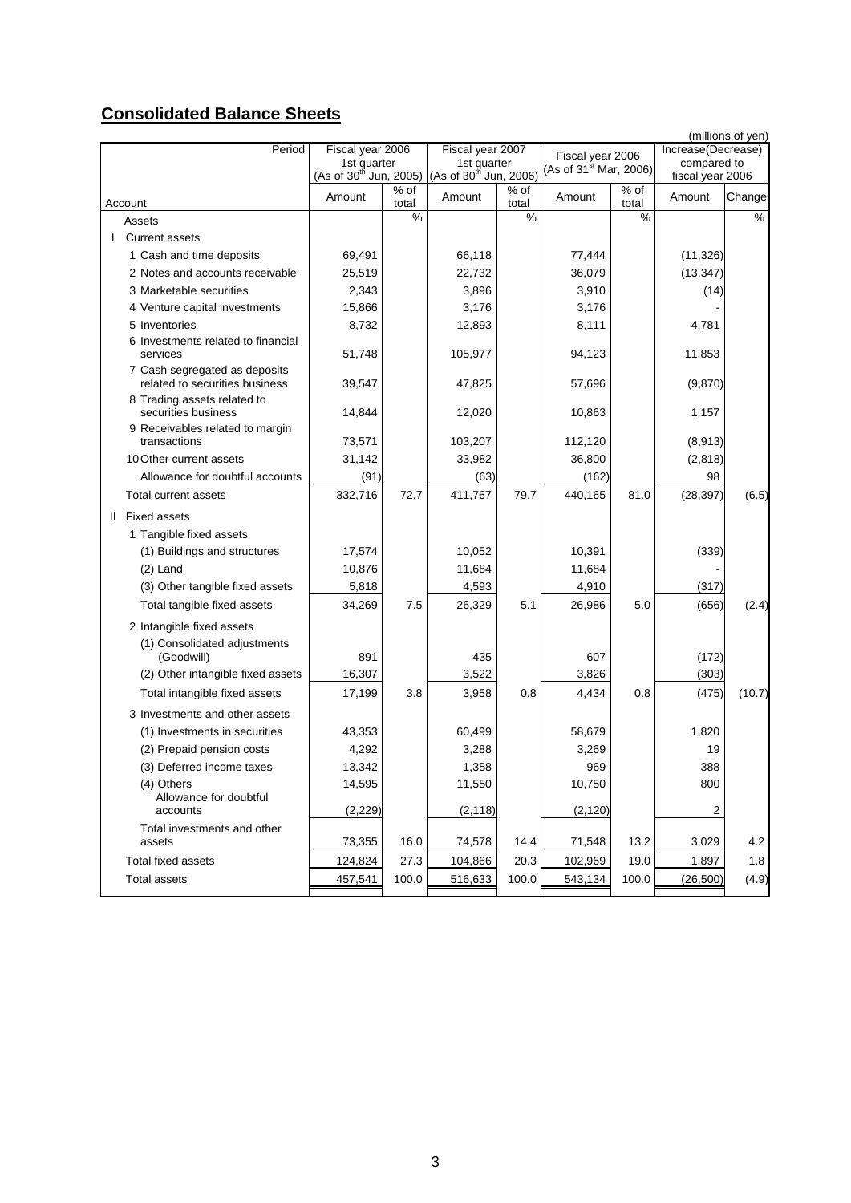## Consolidated Balance Sheets

(millions of yen)

| Period / Account | Fiscal year 2006 1st quarter (As of 30th Jun, 2005) | | Fiscal year 2007 1st quarter (As of 30th Jun, 2006) | | Fiscal year 2006 (As of 31st Mar, 2006) | | Increase(Decrease) compared to fiscal year 2006 | |
|---|---|---|---|---|---|---|---|---|
| | Amount | % of total | Amount | % of total | Amount | % of total | Amount | Change |
| Assets | | % | | % | | % | | % |
| I Current assets | | | | | | | | |
| 1 Cash and time deposits | 69,491 | | 66,118 | | 77,444 | | (11,326) | |
| 2 Notes and accounts receivable | 25,519 | | 22,732 | | 36,079 | | (13,347) | |
| 3 Marketable securities | 2,343 | | 3,896 | | 3,910 | | (14) | |
| 4 Venture capital investments | 15,866 | | 3,176 | | 3,176 | | - | |
| 5 Inventories | 8,732 | | 12,893 | | 8,111 | | 4,781 | |
| 6 Investments related to financial services | 51,748 | | 105,977 | | 94,123 | | 11,853 | |
| 7 Cash segregated as deposits related to securities business | 39,547 | | 47,825 | | 57,696 | | (9,870) | |
| 8 Trading assets related to securities business | 14,844 | | 12,020 | | 10,863 | | 1,157 | |
| 9 Receivables related to margin transactions | 73,571 | | 103,207 | | 112,120 | | (8,913) | |
| 10 Other current assets | 31,142 | | 33,982 | | 36,800 | | (2,818) | |
| Allowance for doubtful accounts | (91) | | (63) | | (162) | | 98 | |
| Total current assets | 332,716 | 72.7 | 411,767 | 79.7 | 440,165 | 81.0 | (28,397) | (6.5) |
| II Fixed assets | | | | | | | | |
| 1 Tangible fixed assets | | | | | | | | |
| (1) Buildings and structures | 17,574 | | 10,052 | | 10,391 | | (339) | |
| (2) Land | 10,876 | | 11,684 | | 11,684 | | - | |
| (3) Other tangible fixed assets | 5,818 | | 4,593 | | 4,910 | | (317) | |
| Total tangible fixed assets | 34,269 | 7.5 | 26,329 | 5.1 | 26,986 | 5.0 | (656) | (2.4) |
| 2 Intangible fixed assets | | | | | | | | |
| (1) Consolidated adjustments (Goodwill) | 891 | | 435 | | 607 | | (172) | |
| (2) Other intangible fixed assets | 16,307 | | 3,522 | | 3,826 | | (303) | |
| Total intangible fixed assets | 17,199 | 3.8 | 3,958 | 0.8 | 4,434 | 0.8 | (475) | (10.7) |
| 3 Investments and other assets | | | | | | | | |
| (1) Investments in securities | 43,353 | | 60,499 | | 58,679 | | 1,820 | |
| (2) Prepaid pension costs | 4,292 | | 3,288 | | 3,269 | | 19 | |
| (3) Deferred income taxes | 13,342 | | 1,358 | | 969 | | 388 | |
| (4) Others | 14,595 | | 11,550 | | 10,750 | | 800 | |
| Allowance for doubtful accounts | (2,229) | | (2,118) | | (2,120) | | 2 | |
| Total investments and other assets | 73,355 | 16.0 | 74,578 | 14.4 | 71,548 | 13.2 | 3,029 | 4.2 |
| Total fixed assets | 124,824 | 27.3 | 104,866 | 20.3 | 102,969 | 19.0 | 1,897 | 1.8 |
| Total assets | 457,541 | 100.0 | 516,633 | 100.0 | 543,134 | 100.0 | (26,500) | (4.9) |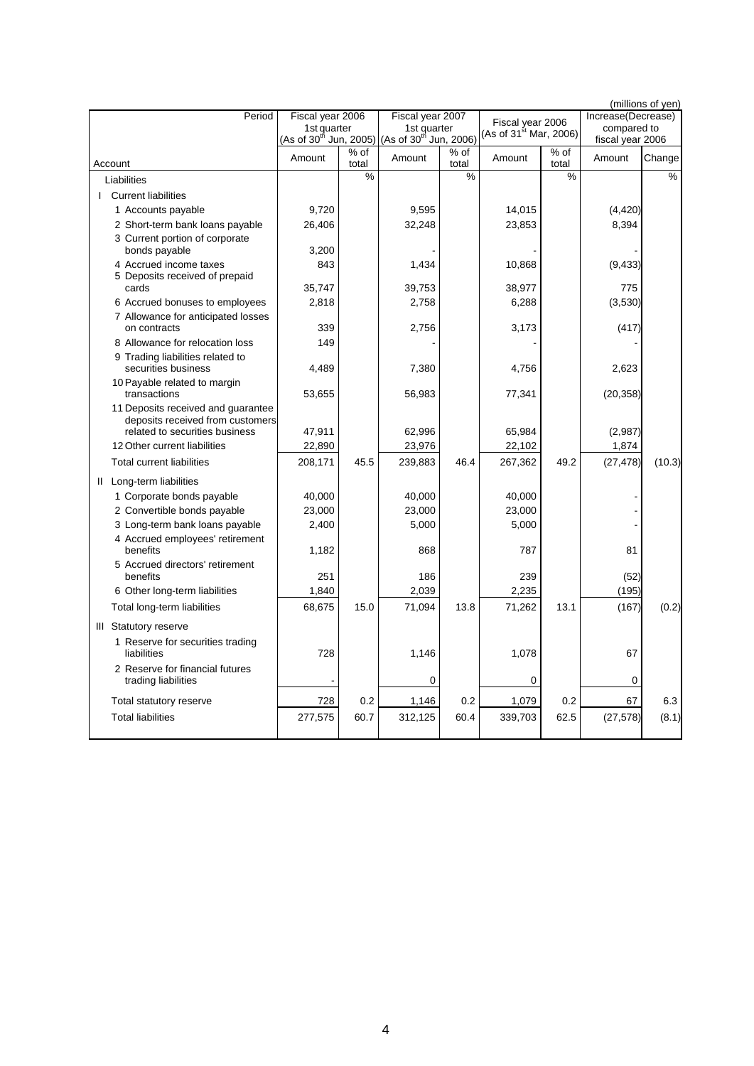(millions of yen)

| Period<br>Account | Fiscal year 2006 1st quarter (As of 30th Jun, 2005) | | Fiscal year 2007 1st quarter (As of 30th Jun, 2006) | | Fiscal year 2006 (As of 31st Mar, 2006) | | Increase(Decrease) compared to fiscal year 2006 | |
|---|---|---|---|---|---|---|---|---|
| | Amount | % of total | Amount | % of total | Amount | % of total | Amount | Change |
| Liabilities | | % | | % | | % | | % |
| I Current liabilities | | | | | | | | |
| 1 Accounts payable | 9,720 | | 9,595 | | 14,015 | | (4,420) | |
| 2 Short-term bank loans payable | 26,406 | | 32,248 | | 23,853 | | 8,394 | |
| 3 Current portion of corporate bonds payable | 3,200 | | - | | - | | - | |
| 4 Accrued income taxes | 843 | | 1,434 | | 10,868 | | (9,433) | |
| 5 Deposits received of prepaid cards | 35,747 | | 39,753 | | 38,977 | | 775 | |
| 6 Accrued bonuses to employees | 2,818 | | 2,758 | | 6,288 | | (3,530) | |
| 7 Allowance for anticipated losses on contracts | 339 | | 2,756 | | 3,173 | | (417) | |
| 8 Allowance for relocation loss | 149 | | - | | - | | - | |
| 9 Trading liabilities related to securities business | 4,489 | | 7,380 | | 4,756 | | 2,623 | |
| 10 Payable related to margin transactions | 53,655 | | 56,983 | | 77,341 | | (20,358) | |
| 11 Deposits received and guarantee deposits received from customers related to securities business | 47,911 | | 62,996 | | 65,984 | | (2,987) | |
| 12 Other current liabilities | 22,890 | | 23,976 | | 22,102 | | 1,874 | |
| Total current liabilities | 208,171 | 45.5 | 239,883 | 46.4 | 267,362 | 49.2 | (27,478) | (10.3) |
| II Long-term liabilities | | | | | | | | |
| 1 Corporate bonds payable | 40,000 | | 40,000 | | 40,000 | | - | |
| 2 Convertible bonds payable | 23,000 | | 23,000 | | 23,000 | | - | |
| 3 Long-term bank loans payable | 2,400 | | 5,000 | | 5,000 | | - | |
| 4 Accrued employees' retirement benefits | 1,182 | | 868 | | 787 | | 81 | |
| 5 Accrued directors' retirement benefits | 251 | | 186 | | 239 | | (52) | |
| 6 Other long-term liabilities | 1,840 | | 2,039 | | 2,235 | | (195) | |
| Total long-term liabilities | 68,675 | 15.0 | 71,094 | 13.8 | 71,262 | 13.1 | (167) | (0.2) |
| III Statutory reserve | | | | | | | | |
| 1 Reserve for securities trading liabilities | 728 | | 1,146 | | 1,078 | | 67 | |
| 2 Reserve for financial futures trading liabilities | - | | 0 | | 0 | | 0 | |
| Total statutory reserve | 728 | 0.2 | 1,146 | 0.2 | 1,079 | 0.2 | 67 | 6.3 |
| Total liabilities | 277,575 | 60.7 | 312,125 | 60.4 | 339,703 | 62.5 | (27,578) | (8.1) |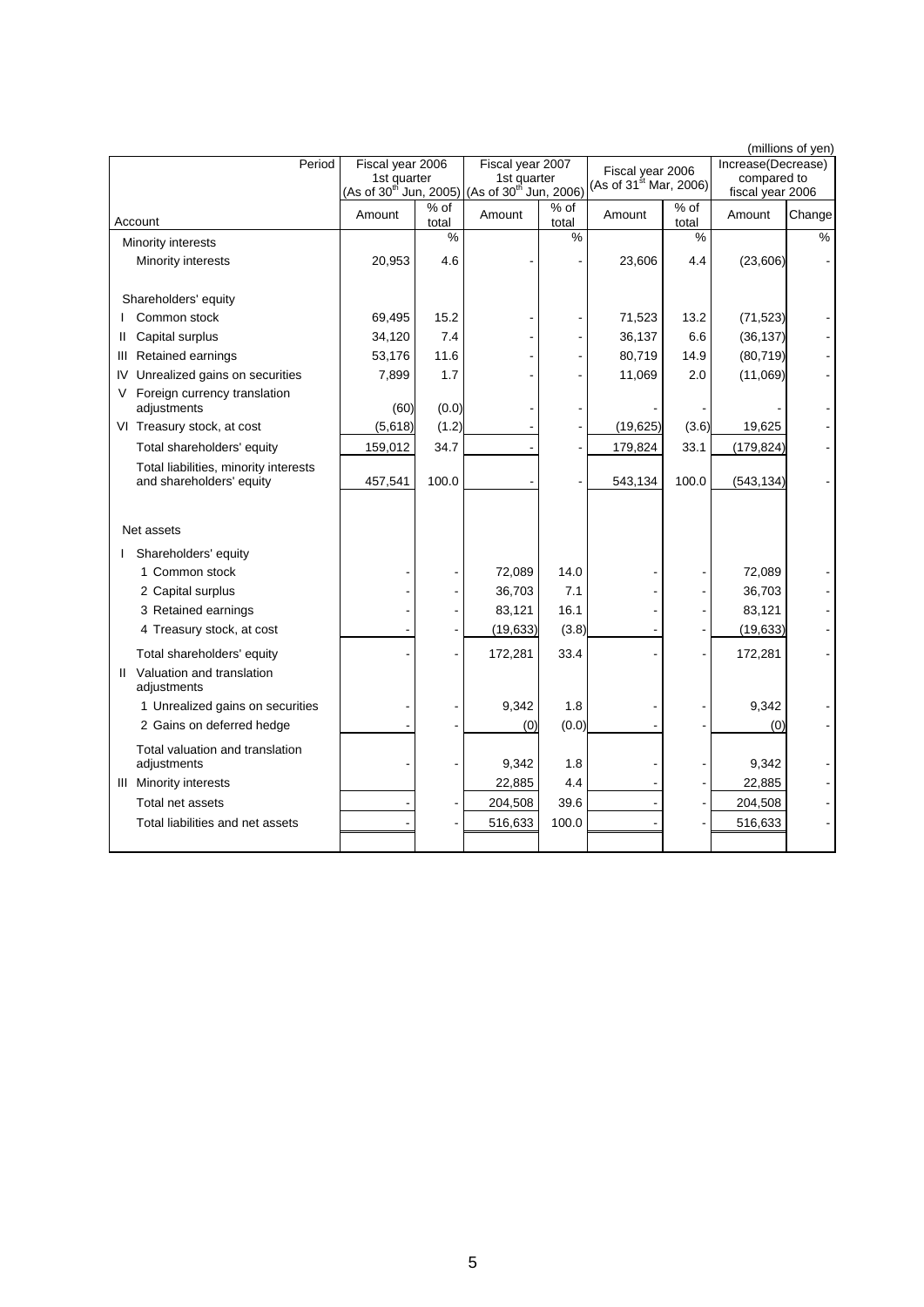(millions of yen)

| Period | Fiscal year 2006 1st quarter (As of 30th Jun, 2005) | | Fiscal year 2007 1st quarter (As of 30th Jun, 2006) | | Fiscal year 2006 (As of 31st Mar, 2006) | | Increase(Decrease) compared to fiscal year 2006 | |
|---|---|---|---|---|---|---|---|---|
| Account | Amount | % of total | Amount | % of total | Amount | % of total | Amount | Change |
| Minority interests | | % | | % | | % | | % |
| Minority interests | 20,953 | 4.6 | - | - | 23,606 | 4.4 | (23,606) | - |
| Shareholders' equity | | | | | | | | |
| I Common stock | 69,495 | 15.2 | - | - | 71,523 | 13.2 | (71,523) | - |
| II Capital surplus | 34,120 | 7.4 | - | - | 36,137 | 6.6 | (36,137) | - |
| III Retained earnings | 53,176 | 11.6 | - | - | 80,719 | 14.9 | (80,719) | - |
| IV Unrealized gains on securities | 7,899 | 1.7 | - | - | 11,069 | 2.0 | (11,069) | - |
| V Foreign currency translation adjustments | (60) | (0.0) | - | - | - | - | - | - |
| VI Treasury stock, at cost | (5,618) | (1.2) | - | - | (19,625) | (3.6) | 19,625 | - |
| Total shareholders' equity | 159,012 | 34.7 | - | - | 179,824 | 33.1 | (179,824) | - |
| Total liabilities, minority interests and shareholders' equity | 457,541 | 100.0 | - | - | 543,134 | 100.0 | (543,134) | - |
| Net assets | | | | | | | | |
| I Shareholders' equity | | | | | | | | |
| 1 Common stock | - | - | 72,089 | 14.0 | - | - | 72,089 | - |
| 2 Capital surplus | - | - | 36,703 | 7.1 | - | - | 36,703 | - |
| 3 Retained earnings | - | - | 83,121 | 16.1 | - | - | 83,121 | - |
| 4 Treasury stock, at cost | - | - | (19,633) | (3.8) | - | - | (19,633) | - |
| Total shareholders' equity | - | - | 172,281 | 33.4 | - | - | 172,281 | - |
| II Valuation and translation adjustments | | | | | | | | |
| 1 Unrealized gains on securities | - | - | 9,342 | 1.8 | - | - | 9,342 | - |
| 2 Gains on deferred hedge | - | - | (0) | (0.0) | - | - | (0) | - |
| Total valuation and translation adjustments | - | - | 9,342 | 1.8 | - | - | 9,342 | - |
| III Minority interests | | | 22,885 | 4.4 | - | - | 22,885 | - |
| Total net assets | - | - | 204,508 | 39.6 | - | - | 204,508 | - |
| Total liabilities and net assets | - | - | 516,633 | 100.0 | - | - | 516,633 | - |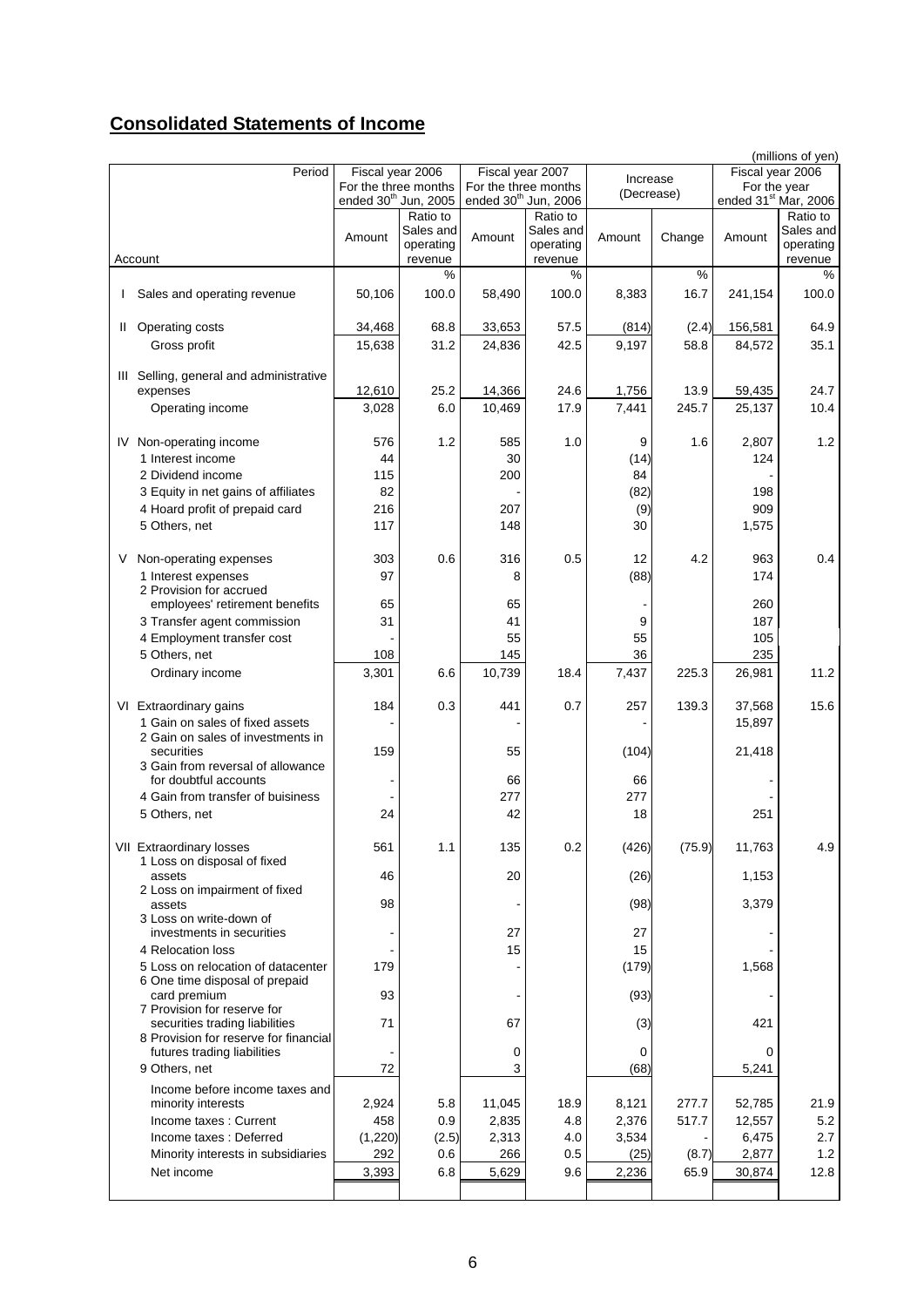## Consolidated Statements of Income

(millions of yen)

| Account / Period | Fiscal year 2006 For the three months ended 30th Jun, 2005 | | Fiscal year 2007 For the three months ended 30th Jun, 2006 | | Increase (Decrease) | | Fiscal year 2006 For the year ended 31st Mar, 2006 | |
|---|---|---|---|---|---|---|---|---|
| | Amount | Ratio to Sales and operating revenue | Amount | Ratio to Sales and operating revenue | Amount | Change | Amount | Ratio to Sales and operating revenue |
| | | % | | % | | % | | % |
| I Sales and operating revenue | 50,106 | 100.0 | 58,490 | 100.0 | 8,383 | 16.7 | 241,154 | 100.0 |
| II Operating costs | 34,468 | 68.8 | 33,653 | 57.5 | (814) | (2.4) | 156,581 | 64.9 |
| Gross profit | 15,638 | 31.2 | 24,836 | 42.5 | 9,197 | 58.8 | 84,572 | 35.1 |
| III Selling, general and administrative expenses | 12,610 | 25.2 | 14,366 | 24.6 | 1,756 | 13.9 | 59,435 | 24.7 |
| Operating income | 3,028 | 6.0 | 10,469 | 17.9 | 7,441 | 245.7 | 25,137 | 10.4 |
| IV Non-operating income | 576 | 1.2 | 585 | 1.0 | 9 | 1.6 | 2,807 | 1.2 |
| 1 Interest income | 44 | | 30 | | (14) | | 124 | |
| 2 Dividend income | 115 | | 200 | | 84 | | - | |
| 3 Equity in net gains of affiliates | 82 | | - | | (82) | | 198 | |
| 4 Hoard profit of prepaid card | 216 | | 207 | | (9) | | 909 | |
| 5 Others, net | 117 | | 148 | | 30 | | 1,575 | |
| V Non-operating expenses | 303 | 0.6 | 316 | 0.5 | 12 | 4.2 | 963 | 0.4 |
| 1 Interest expenses | 97 | | 8 | | (88) | | 174 | |
| 2 Provision for accrued employees' retirement benefits | 65 | | 65 | | - | | 260 | |
| 3 Transfer agent commission | 31 | | 41 | | 9 | | 187 | |
| 4 Employment transfer cost | - | | 55 | | 55 | | 105 | |
| 5 Others, net | 108 | | 145 | | 36 | | 235 | |
| Ordinary income | 3,301 | 6.6 | 10,739 | 18.4 | 7,437 | 225.3 | 26,981 | 11.2 |
| VI Extraordinary gains | 184 | 0.3 | 441 | 0.7 | 257 | 139.3 | 37,568 | 15.6 |
| 1 Gain on sales of fixed assets | - | | - | | - | | 15,897 | |
| 2 Gain on sales of investments in securities | 159 | | 55 | | (104) | | 21,418 | |
| 3 Gain from reversal of allowance for doubtful accounts | - | | 66 | | 66 | | - | |
| 4 Gain from transfer of buisiness | - | | 277 | | 277 | | - | |
| 5 Others, net | 24 | | 42 | | 18 | | 251 | |
| VII Extraordinary losses | 561 | 1.1 | 135 | 0.2 | (426) | (75.9) | 11,763 | 4.9 |
| 1 Loss on disposal of fixed assets | 46 | | 20 | | (26) | | 1,153 | |
| 2 Loss on impairment of fixed assets | 98 | | - | | (98) | | 3,379 | |
| 3 Loss on write-down of investments in securities | - | | 27 | | 27 | | - | |
| 4 Relocation loss | - | | 15 | | 15 | | - | |
| 5 Loss on relocation of datacenter | 179 | | - | | (179) | | 1,568 | |
| 6 One time disposal of prepaid card premium | 93 | | - | | (93) | | - | |
| 7 Provision for reserve for securities trading liabilities | 71 | | 67 | | (3) | | 421 | |
| 8 Provision for reserve for financial futures trading liabilities | - | | 0 | | 0 | | 0 | |
| 9 Others, net | 72 | | 3 | | (68) | | 5,241 | |
| Income before income taxes and minority interests | 2,924 | 5.8 | 11,045 | 18.9 | 8,121 | 277.7 | 52,785 | 21.9 |
| Income taxes : Current | 458 | 0.9 | 2,835 | 4.8 | 2,376 | 517.7 | 12,557 | 5.2 |
| Income taxes : Deferred | (1,220) | (2.5) | 2,313 | 4.0 | 3,534 | - | 6,475 | 2.7 |
| Minority interests in subsidiaries | 292 | 0.6 | 266 | 0.5 | (25) | (8.7) | 2,877 | 1.2 |
| Net income | 3,393 | 6.8 | 5,629 | 9.6 | 2,236 | 65.9 | 30,874 | 12.8 |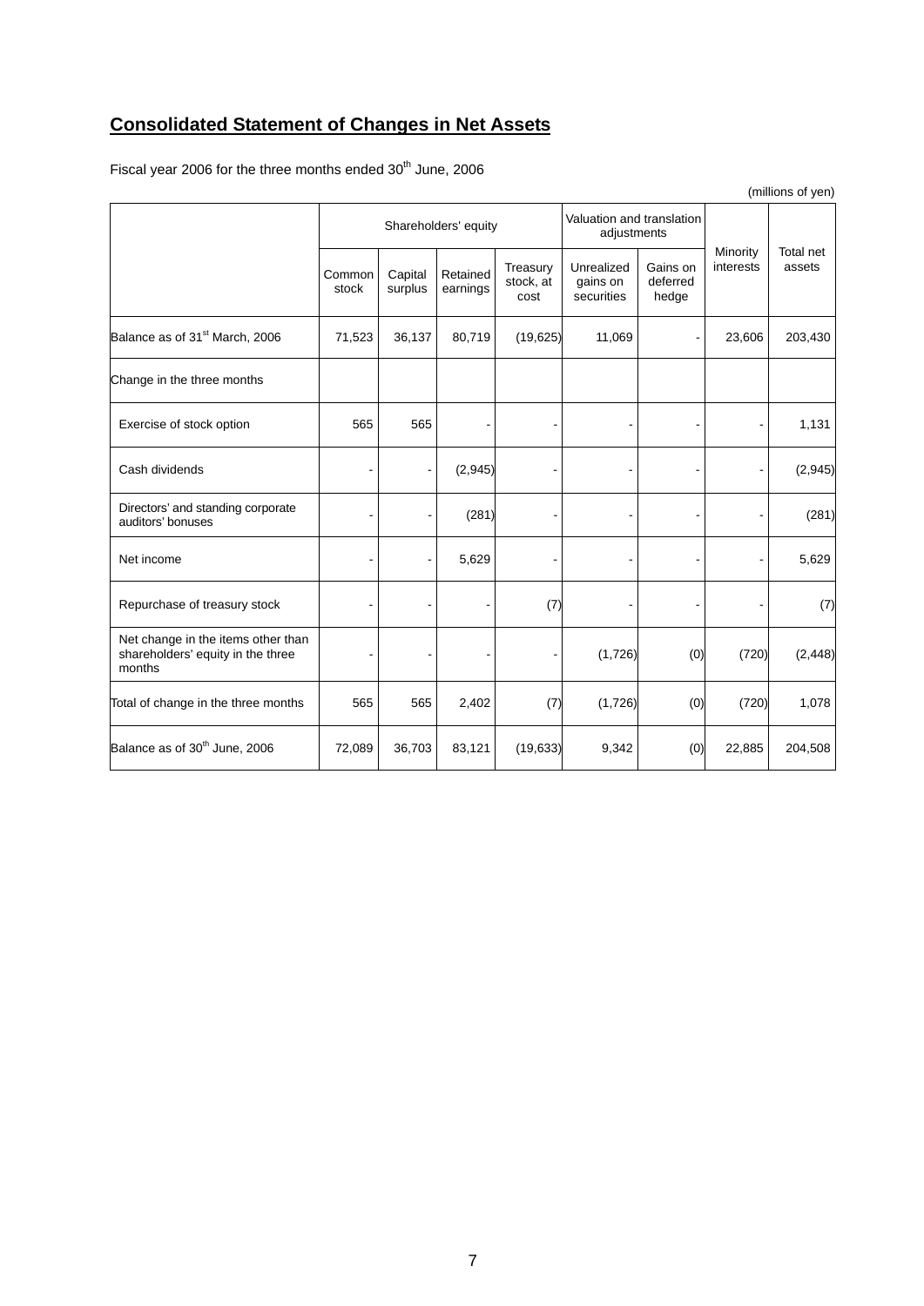# **Consolidated Statement of Changes in Net Assets**

Fiscal year 2006 for the three months ended 30th June, 2006

(millions of yen)

| | Shareholders' equity | | | | Valuation and translation adjustments | | Minority interests | Total net assets |
|---|---|---|---|---|---|---|---|---|
| | Common stock | Capital surplus | Retained earnings | Treasury stock, at cost | Unrealized gains on securities | Gains on deferred hedge | | |
| Balance as of 31st March, 2006 | 71,523 | 36,137 | 80,719 | (19,625) | 11,069 | - | 23,606 | 203,430 |
| Change in the three months | | | | | | | | |
| Exercise of stock option | 565 | 565 | - | - | - | - | - | 1,131 |
| Cash dividends | - | - | (2,945) | - | - | - | - | (2,945) |
| Directors' and standing corporate auditors' bonuses | - | - | (281) | - | - | - | - | (281) |
| Net income | - | - | 5,629 | - | - | - | - | 5,629 |
| Repurchase of treasury stock | - | - | - | (7) | - | - | - | (7) |
| Net change in the items other than shareholders' equity in the three months | - | - | - | - | (1,726) | (0) | (720) | (2,448) |
| Total of change in the three months | 565 | 565 | 2,402 | (7) | (1,726) | (0) | (720) | 1,078 |
| Balance as of 30th June, 2006 | 72,089 | 36,703 | 83,121 | (19,633) | 9,342 | (0) | 22,885 | 204,508 |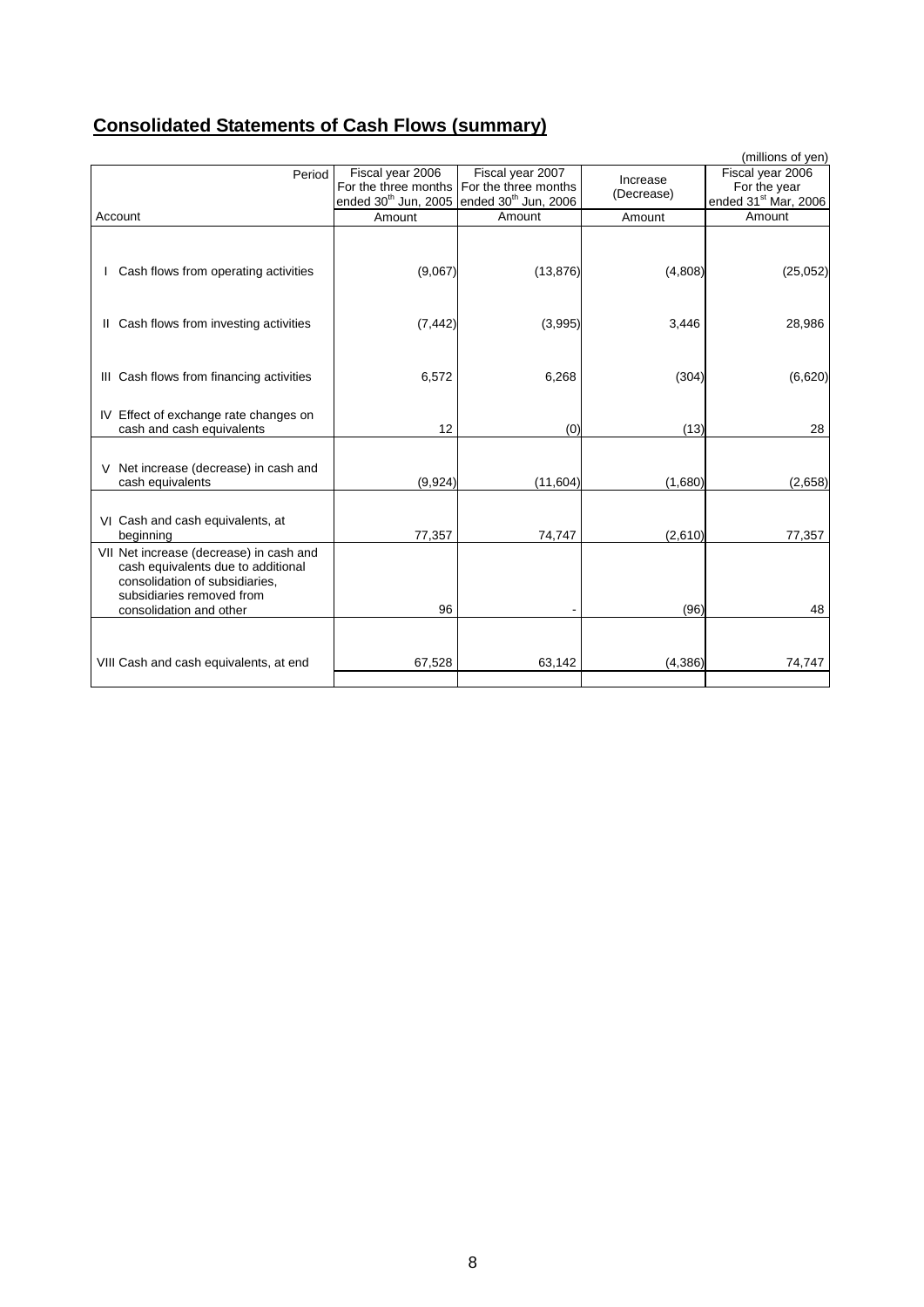## Consolidated Statements of Cash Flows (summary)

(millions of yen)

| Period / Account | Fiscal year 2006 For the three months ended 30th Jun, 2005 | Fiscal year 2007 For the three months ended 30th Jun, 2006 | Increase (Decrease) | Fiscal year 2006 For the year ended 31st Mar, 2006 |
|---|---|---|---|---|
| | Amount | Amount | Amount | Amount |
| I Cash flows from operating activities | (9,067) | (13,876) | (4,808) | (25,052) |
| II Cash flows from investing activities | (7,442) | (3,995) | 3,446 | 28,986 |
| III Cash flows from financing activities | 6,572 | 6,268 | (304) | (6,620) |
| IV Effect of exchange rate changes on cash and cash equivalents | 12 | (0) | (13) | 28 |
| V Net increase (decrease) in cash and cash equivalents | (9,924) | (11,604) | (1,680) | (2,658) |
| VI Cash and cash equivalents, at beginning | 77,357 | 74,747 | (2,610) | 77,357 |
| VII Net increase (decrease) in cash and cash equivalents due to additional consolidation of subsidiaries, subsidiaries removed from consolidation and other | 96 | - | (96) | 48 |
| VIII Cash and cash equivalents, at end | 67,528 | 63,142 | (4,386) | 74,747 |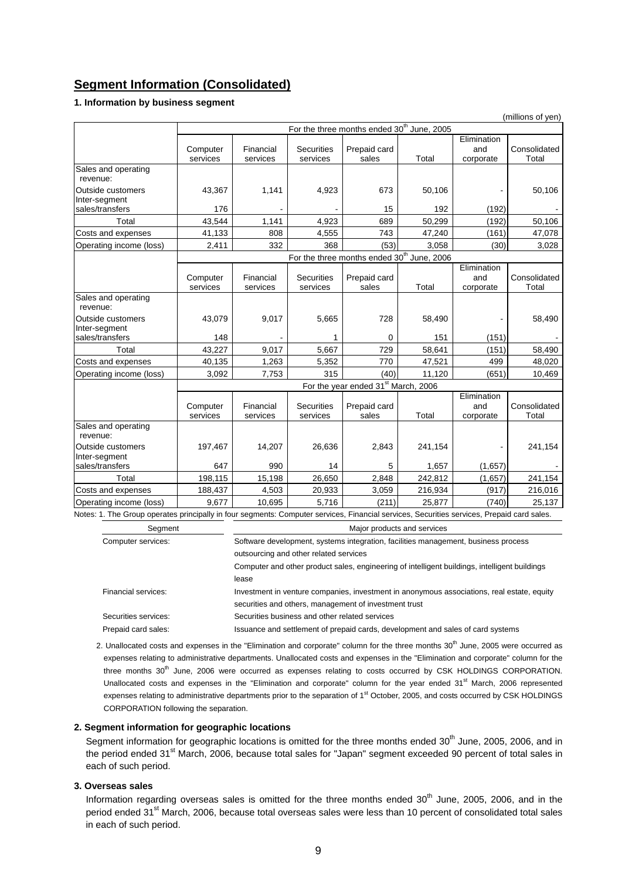## Segment Information (Consolidated)

### 1. Information by business segment

(millions of yen)

| | For the three months ended 30th June, 2005 | | | | | | |
|---|---|---|---|---|---|---|---|
| | Computer services | Financial services | Securities services | Prepaid card sales | Total | Elimination and corporate | Consolidated Total |
| Sales and operating revenue: | | | | | | | |
| Outside customers | 43,367 | 1,141 | 4,923 | 673 | 50,106 | - | 50,106 |
| Inter-segment sales/transfers | 176 | - | - | 15 | 192 | (192) | - |
| Total | 43,544 | 1,141 | 4,923 | 689 | 50,299 | (192) | 50,106 |
| Costs and expenses | 41,133 | 808 | 4,555 | 743 | 47,240 | (161) | 47,078 |
| Operating income (loss) | 2,411 | 332 | 368 | (53) | 3,058 | (30) | 3,028 |
| | For the three months ended 30th June, 2006 | | | | | | |
| | Computer services | Financial services | Securities services | Prepaid card sales | Total | Elimination and corporate | Consolidated Total |
| Sales and operating revenue: | | | | | | | |
| Outside customers | 43,079 | 9,017 | 5,665 | 728 | 58,490 | - | 58,490 |
| Inter-segment sales/transfers | 148 | - | 1 | 0 | 151 | (151) | - |
| Total | 43,227 | 9,017 | 5,667 | 729 | 58,641 | (151) | 58,490 |
| Costs and expenses | 40,135 | 1,263 | 5,352 | 770 | 47,521 | 499 | 48,020 |
| Operating income (loss) | 3,092 | 7,753 | 315 | (40) | 11,120 | (651) | 10,469 |
| | For the year ended 31st March, 2006 | | | | | | |
| | Computer services | Financial services | Securities services | Prepaid card sales | Total | Elimination and corporate | Consolidated Total |
| Sales and operating revenue: | | | | | | | |
| Outside customers | 197,467 | 14,207 | 26,636 | 2,843 | 241,154 | - | 241,154 |
| Inter-segment sales/transfers | 647 | 990 | 14 | 5 | 1,657 | (1,657) | - |
| Total | 198,115 | 15,198 | 26,650 | 2,848 | 242,812 | (1,657) | 241,154 |
| Costs and expenses | 188,437 | 4,503 | 20,933 | 3,059 | 216,934 | (917) | 216,016 |
| Operating income (loss) | 9,677 | 10,695 | 5,716 | (211) | 25,877 | (740) | 25,137 |

Notes: 1. The Group operates principally in four segments: Computer services, Financial services, Securities services, Prepaid card sales.

| Segment | Major products and services |
|---|---|
| Computer services: | Software development, systems integration, facilities management, business process outsourcing and other related services |
| | Computer and other product sales, engineering of intelligent buildings, intelligent buildings lease |
| Financial services: | Investment in venture companies, investment in anonymous associations, real estate, equity securities and others, management of investment trust |
| Securities services: | Securities business and other related services |
| Prepaid card sales: | Issuance and settlement of prepaid cards, development and sales of card systems |

2. Unallocated costs and expenses in the "Elimination and corporate" column for the three months 30th June, 2005 were occurred as expenses relating to administrative departments. Unallocated costs and expenses in the "Elimination and corporate" column for the three months 30th June, 2006 were occurred as expenses relating to costs occurred by CSK HOLDINGS CORPORATION. Unallocated costs and expenses in the "Elimination and corporate" column for the year ended 31st March, 2006 represented expenses relating to administrative departments prior to the separation of 1st October, 2005, and costs occurred by CSK HOLDINGS CORPORATION following the separation.

### 2. Segment information for geographic locations

Segment information for geographic locations is omitted for the three months ended 30th June, 2005, 2006, and in the period ended 31st March, 2006, because total sales for "Japan" segment exceeded 90 percent of total sales in each of such period.

### 3. Overseas sales

Information regarding overseas sales is omitted for the three months ended 30th June, 2005, 2006, and in the period ended 31st March, 2006, because total overseas sales were less than 10 percent of consolidated total sales in each of such period.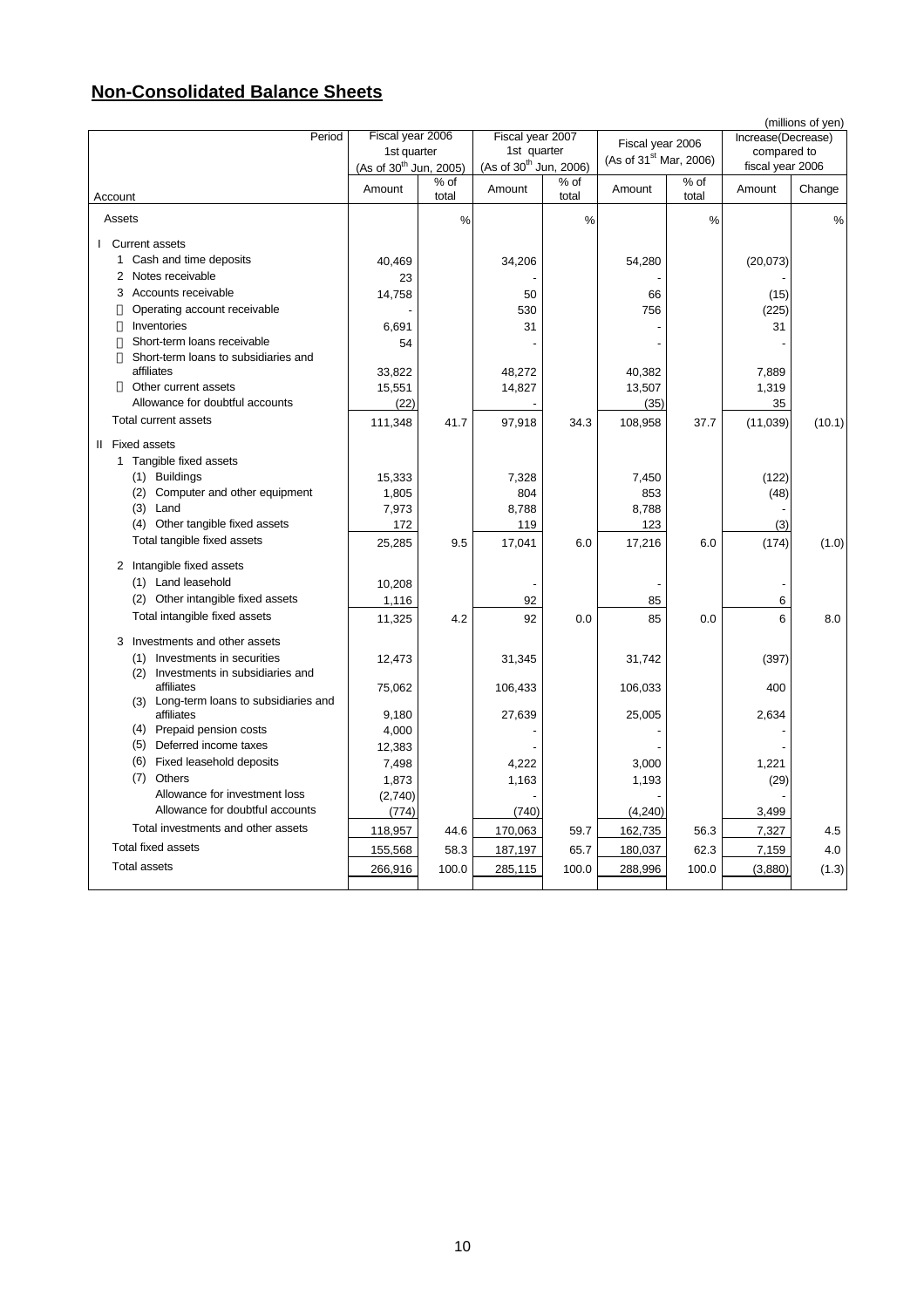## Non-Consolidated Balance Sheets

(millions of yen)

| Period | Fiscal year 2006 1st quarter (As of 30th Jun, 2005) | | Fiscal year 2007 1st quarter (As of 30th Jun, 2006) | | Fiscal year 2006 (As of 31st Mar, 2006) | | Increase(Decrease) compared to fiscal year 2006 | |
|---|---|---|---|---|---|---|---|---|
| Account | Amount | % of total | Amount | % of total | Amount | % of total | Amount | Change |
| Assets | | % | | % | | % | | % |
| I Current assets | | | | | | | | |
| 1 Cash and time deposits | 40,469 | | 34,206 | | 54,280 | | (20,073) | |
| 2 Notes receivable | 23 | | - | | - | | - | |
| 3 Accounts receivable | 14,758 | | 50 | | 66 | | (15) | |
| Operating account receivable | - | | 530 | | 756 | | (225) | |
| Inventories | 6,691 | | 31 | | - | | 31 | |
| Short-term loans receivable | 54 | | - | | - | | - | |
| Short-term loans to subsidiaries and affiliates | 33,822 | | 48,272 | | 40,382 | | 7,889 | |
| Other current assets | 15,551 | | 14,827 | | 13,507 | | 1,319 | |
| Allowance for doubtful accounts | (22) | | - | | (35) | | 35 | |
| Total current assets | 111,348 | 41.7 | 97,918 | 34.3 | 108,958 | 37.7 | (11,039) | (10.1) |
| II Fixed assets | | | | | | | | |
| 1 Tangible fixed assets | | | | | | | | |
| (1) Buildings | 15,333 | | 7,328 | | 7,450 | | (122) | |
| (2) Computer and other equipment | 1,805 | | 804 | | 853 | | (48) | |
| (3) Land | 7,973 | | 8,788 | | 8,788 | | - | |
| (4) Other tangible fixed assets | 172 | | 119 | | 123 | | (3) | |
| Total tangible fixed assets | 25,285 | 9.5 | 17,041 | 6.0 | 17,216 | 6.0 | (174) | (1.0) |
| 2 Intangible fixed assets | | | | | | | | |
| (1) Land leasehold | 10,208 | | - | | - | | - | |
| (2) Other intangible fixed assets | 1,116 | | 92 | | 85 | | 6 | |
| Total intangible fixed assets | 11,325 | 4.2 | 92 | 0.0 | 85 | 0.0 | 6 | 8.0 |
| 3 Investments and other assets | | | | | | | | |
| (1) Investments in securities | 12,473 | | 31,345 | | 31,742 | | (397) | |
| (2) Investments in subsidiaries and affiliates | 75,062 | | 106,433 | | 106,033 | | 400 | |
| (3) Long-term loans to subsidiaries and affiliates | 9,180 | | 27,639 | | 25,005 | | 2,634 | |
| (4) Prepaid pension costs | 4,000 | | - | | - | | - | |
| (5) Deferred income taxes | 12,383 | | - | | - | | - | |
| (6) Fixed leasehold deposits | 7,498 | | 4,222 | | 3,000 | | 1,221 | |
| (7) Others | 1,873 | | 1,163 | | 1,193 | | (29) | |
| Allowance for investment loss | (2,740) | | - | | - | | - | |
| Allowance for doubtful accounts | (774) | | (740) | | (4,240) | | 3,499 | |
| Total investments and other assets | 118,957 | 44.6 | 170,063 | 59.7 | 162,735 | 56.3 | 7,327 | 4.5 |
| Total fixed assets | 155,568 | 58.3 | 187,197 | 65.7 | 180,037 | 62.3 | 7,159 | 4.0 |
| Total assets | 266,916 | 100.0 | 285,115 | 100.0 | 288,996 | 100.0 | (3,880) | (1.3) |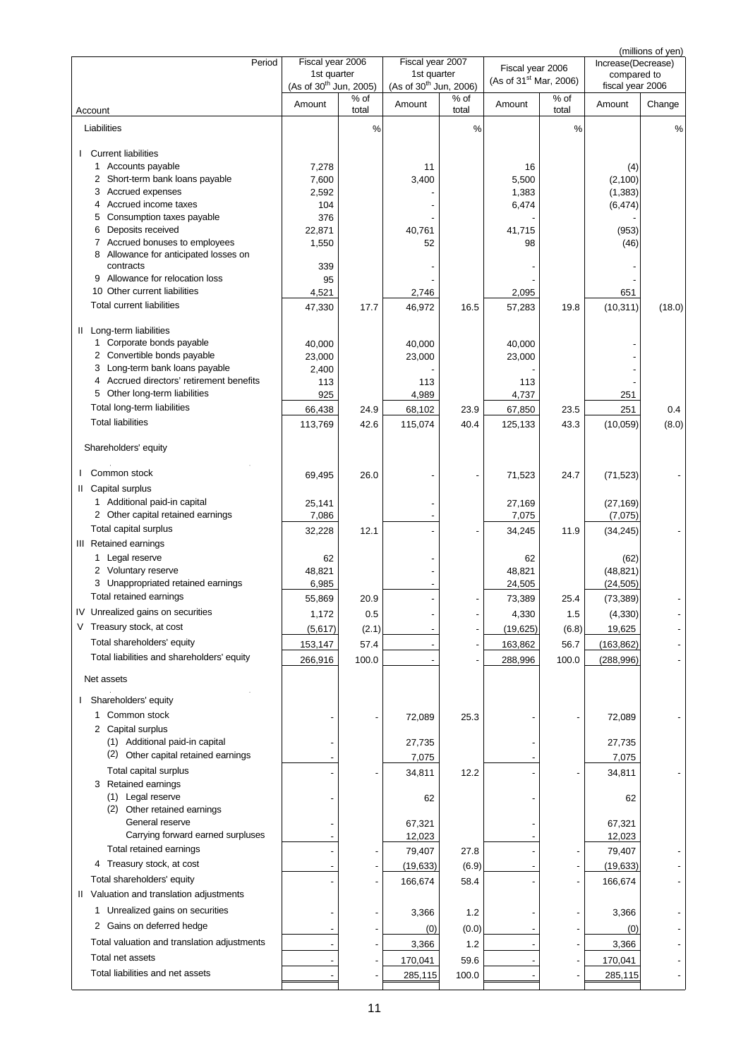(millions of yen)

| Period | Fiscal year 2006 1st quarter (As of 30th Jun, 2005) | | Fiscal year 2007 1st quarter (As of 30th Jun, 2006) | | Fiscal year 2006 (As of 31st Mar, 2006) | | Increase(Decrease) compared to fiscal year 2006 | |
|---|---|---|---|---|---|---|---|---|
| Account | Amount | % of total | Amount | % of total | Amount | % of total | Amount | Change |
| Liabilities | | % | | % | | % | | % |
| I Current liabilities | | | | | | | | |
| 1 Accounts payable | 7,278 | | 11 | | 16 | | (4) | |
| 2 Short-term bank loans payable | 7,600 | | 3,400 | | 5,500 | | (2,100) | |
| 3 Accrued expenses | 2,592 | | - | | 1,383 | | (1,383) | |
| 4 Accrued income taxes | 104 | | - | | 6,474 | | (6,474) | |
| 5 Consumption taxes payable | 376 | | - | | - | | - | |
| 6 Deposits received | 22,871 | | 40,761 | | 41,715 | | (953) | |
| 7 Accrued bonuses to employees | 1,550 | | 52 | | 98 | | (46) | |
| 8 Allowance for anticipated losses on contracts | 339 | | - | | - | | - | |
| 9 Allowance for relocation loss | 95 | | - | | - | | - | |
| 10 Other current liabilities | 4,521 | | 2,746 | | 2,095 | | 651 | |
| Total current liabilities | 47,330 | 17.7 | 46,972 | 16.5 | 57,283 | 19.8 | (10,311) | (18.0) |
| II Long-term liabilities | | | | | | | | |
| 1 Corporate bonds payable | 40,000 | | 40,000 | | 40,000 | | - | |
| 2 Convertible bonds payable | 23,000 | | 23,000 | | 23,000 | | - | |
| 3 Long-term bank loans payable | 2,400 | | - | | - | | - | |
| 4 Accrued directors' retirement benefits | 113 | | 113 | | 113 | | - | |
| 5 Other long-term liabilities | 925 | | 4,989 | | 4,737 | | 251 | |
| Total long-term liabilities | 66,438 | 24.9 | 68,102 | 23.9 | 67,850 | 23.5 | 251 | 0.4 |
| Total liabilities | 113,769 | 42.6 | 115,074 | 40.4 | 125,133 | 43.3 | (10,059) | (8.0) |
| Shareholders' equity | | | | | | | | |
| I Common stock | 69,495 | 26.0 | - | - | 71,523 | 24.7 | (71,523) | - |
| II Capital surplus | | | | | | | | |
| 1 Additional paid-in capital | 25,141 | | - | | 27,169 | | (27,169) | |
| 2 Other capital retained earnings | 7,086 | | - | | 7,075 | | (7,075) | |
| Total capital surplus | 32,228 | 12.1 | - | - | 34,245 | 11.9 | (34,245) | - |
| III Retained earnings | | | | | | | | |
| 1 Legal reserve | 62 | | - | | 62 | | (62) | |
| 2 Voluntary reserve | 48,821 | | - | | 48,821 | | (48,821) | |
| 3 Unappropriated retained earnings | 6,985 | | - | | 24,505 | | (24,505) | |
| Total retained earnings | 55,869 | 20.9 | - | - | 73,389 | 25.4 | (73,389) | - |
| IV Unrealized gains on securities | 1,172 | 0.5 | - | - | 4,330 | 1.5 | (4,330) | - |
| V Treasury stock, at cost | (5,617) | (2.1) | - | - | (19,625) | (6.8) | 19,625 | - |
| Total shareholders' equity | 153,147 | 57.4 | - | - | 163,862 | 56.7 | (163,862) | - |
| Total liabilities and shareholders' equity | 266,916 | 100.0 | - | - | 288,996 | 100.0 | (288,996) | - |
| Net assets | | | | | | | | |
| I Shareholders' equity | | | | | | | | |
| 1 Common stock | - | - | 72,089 | 25.3 | - | - | 72,089 | - |
| 2 Capital surplus | | | | | | | | |
| (1) Additional paid-in capital | - | | 27,735 | | - | | 27,735 | |
| (2) Other capital retained earnings | - | | 7,075 | | - | | 7,075 | |
| Total capital surplus | - | - | 34,811 | 12.2 | - | - | 34,811 | - |
| 3 Retained earnings | | | | | | | | |
| (1) Legal reserve | - | | 62 | | - | | 62 | |
| (2) Other retained earnings | | | | | | | | |
| General reserve | - | | 67,321 | | - | | 67,321 | |
| Carrying forward earned surpluses | - | | 12,023 | | - | | 12,023 | |
| Total retained earnings | - | - | 79,407 | 27.8 | - | - | 79,407 | - |
| 4 Treasury stock, at cost | - | - | (19,633) | (6.9) | - | - | (19,633) | - |
| Total shareholders' equity | - | - | 166,674 | 58.4 | - | - | 166,674 | - |
| II Valuation and translation adjustments | | | | | | | | |
| 1 Unrealized gains on securities | - | - | 3,366 | 1.2 | - | - | 3,366 | - |
| 2 Gains on deferred hedge | - | - | (0) | (0.0) | - | - | (0) | - |
| Total valuation and translation adjustments | - | - | 3,366 | 1.2 | - | - | 3,366 | - |
| Total net assets | - | - | 170,041 | 59.6 | - | - | 170,041 | - |
| Total liabilities and net assets | - | - | 285,115 | 100.0 | - | - | 285,115 | - |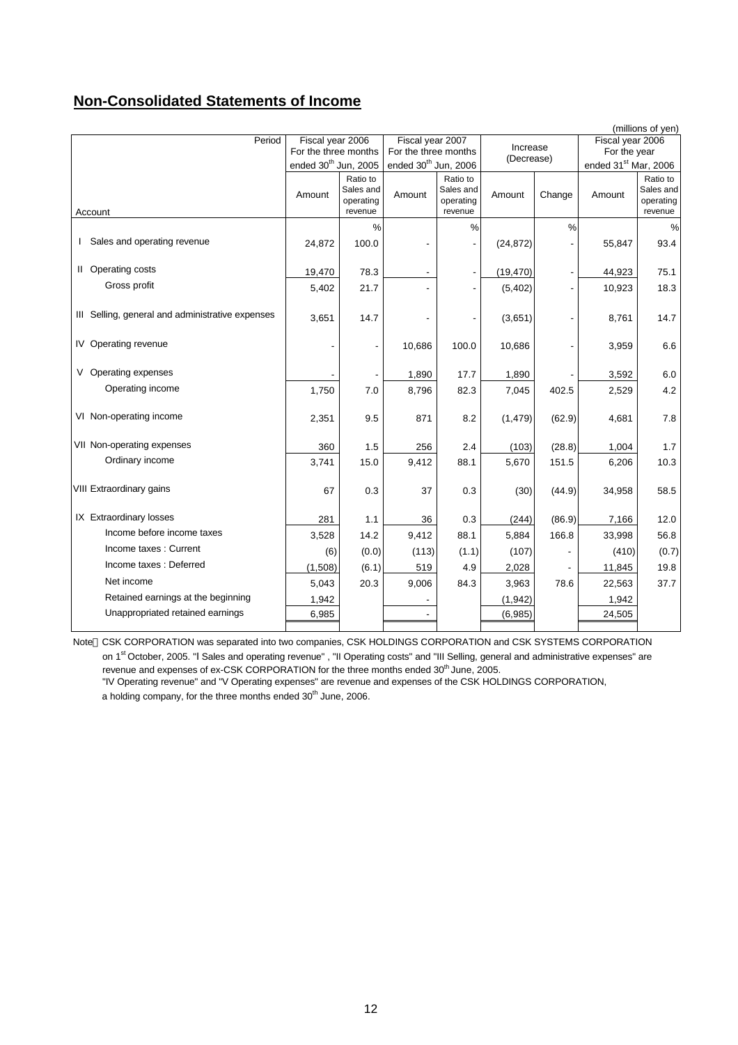## Non-Consolidated Statements of Income

(millions of yen)

| Period / Account | Fiscal year 2006 For the three months ended 30th Jun, 2005 | | Fiscal year 2007 For the three months ended 30th Jun, 2006 | | Increase (Decrease) | | Fiscal year 2006 For the year ended 31st Mar, 2006 | |
|---|---|---|---|---|---|---|---|---|
| | Amount | Ratio to Sales and operating revenue | Amount | Ratio to Sales and operating revenue | Amount | Change | Amount | Ratio to Sales and operating revenue |
| | | % | | % | | % | | % |
| I Sales and operating revenue | 24,872 | 100.0 | - | - | (24,872) | - | 55,847 | 93.4 |
| II Operating costs | 19,470 | 78.3 | - | - | (19,470) | - | 44,923 | 75.1 |
| Gross profit | 5,402 | 21.7 | - | - | (5,402) | - | 10,923 | 18.3 |
| III Selling, general and administrative expenses | 3,651 | 14.7 | - | - | (3,651) | - | 8,761 | 14.7 |
| IV Operating revenue | - | - | 10,686 | 100.0 | 10,686 | - | 3,959 | 6.6 |
| V Operating expenses | - | - | 1,890 | 17.7 | 1,890 | - | 3,592 | 6.0 |
| Operating income | 1,750 | 7.0 | 8,796 | 82.3 | 7,045 | 402.5 | 2,529 | 4.2 |
| VI Non-operating income | 2,351 | 9.5 | 871 | 8.2 | (1,479) | (62.9) | 4,681 | 7.8 |
| VII Non-operating expenses | 360 | 1.5 | 256 | 2.4 | (103) | (28.8) | 1,004 | 1.7 |
| Ordinary income | 3,741 | 15.0 | 9,412 | 88.1 | 5,670 | 151.5 | 6,206 | 10.3 |
| VIII Extraordinary gains | 67 | 0.3 | 37 | 0.3 | (30) | (44.9) | 34,958 | 58.5 |
| IX Extraordinary losses | 281 | 1.1 | 36 | 0.3 | (244) | (86.9) | 7,166 | 12.0 |
| Income before income taxes | 3,528 | 14.2 | 9,412 | 88.1 | 5,884 | 166.8 | 33,998 | 56.8 |
| Income taxes : Current | (6) | (0.0) | (113) | (1.1) | (107) | - | (410) | (0.7) |
| Income taxes : Deferred | (1,508) | (6.1) | 519 | 4.9 | 2,028 | - | 11,845 | 19.8 |
| Net income | 5,043 | 20.3 | 9,006 | 84.3 | 3,963 | 78.6 | 22,563 | 37.7 |
| Retained earnings at the beginning | 1,942 | | - | | (1,942) | | 1,942 | |
| Unappropriated retained earnings | 6,985 | | - | | (6,985) | | 24,505 | |

Note CSK CORPORATION was separated into two companies, CSK HOLDINGS CORPORATION and CSK SYSTEMS CORPORATION on 1st October, 2005. "I Sales and operating revenue" , "II Operating costs" and "III Selling, general and administrative expenses" are revenue and expenses of ex-CSK CORPORATION for the three months ended 30th June, 2005.
"IV Operating revenue" and "V Operating expenses" are revenue and expenses of the CSK HOLDINGS CORPORATION, a holding company, for the three months ended 30th June, 2006.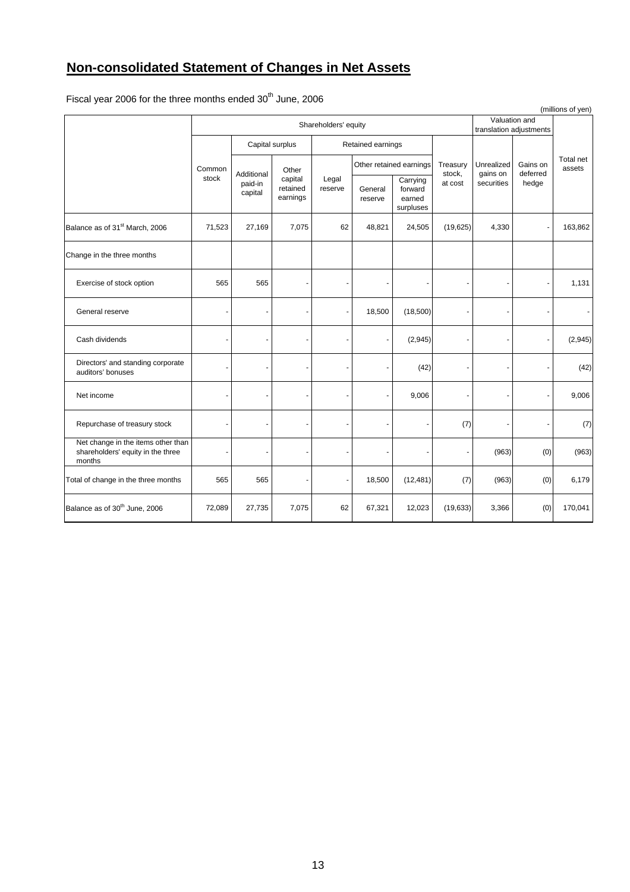# Non-consolidated Statement of Changes in Net Assets

Fiscal year 2006 for the three months ended 30th June, 2006

(millions of yen)

| | Shareholders' equity | | | | | | | Valuation and translation adjustments | | Total net assets |
|---|---|---|---|---|---|---|---|---|---|---|
| | Common stock | Capital surplus | | Retained earnings | | | Treasury stock, at cost | Unrealized gains on securities | Gains on deferred hedge | |
| | | Additional paid-in capital | Other capital retained earnings | Legal reserve | Other retained earnings | | | | | |
| | | | | | General reserve | Carrying forward earned surpluses | | | | |
| Balance as of 31st March, 2006 | 71,523 | 27,169 | 7,075 | 62 | 48,821 | 24,505 | (19,625) | 4,330 | - | 163,862 |
| Change in the three months | | | | | | | | | | |
| Exercise of stock option | 565 | 565 | - | - | - | - | - | - | - | 1,131 |
| General reserve | - | - | - | - | 18,500 | (18,500) | - | - | - | - |
| Cash dividends | - | - | - | - | - | (2,945) | - | - | - | (2,945) |
| Directors' and standing corporate auditors' bonuses | - | - | - | - | - | (42) | - | - | - | (42) |
| Net income | - | - | - | - | - | 9,006 | - | - | - | 9,006 |
| Repurchase of treasury stock | - | - | - | - | - | - | (7) | - | - | (7) |
| Net change in the items other than shareholders' equity in the three months | - | - | - | - | - | - | - | (963) | (0) | (963) |
| Total of change in the three months | 565 | 565 | - | - | 18,500 | (12,481) | (7) | (963) | (0) | 6,179 |
| Balance as of 30th June, 2006 | 72,089 | 27,735 | 7,075 | 62 | 67,321 | 12,023 | (19,633) | 3,366 | (0) | 170,041 |